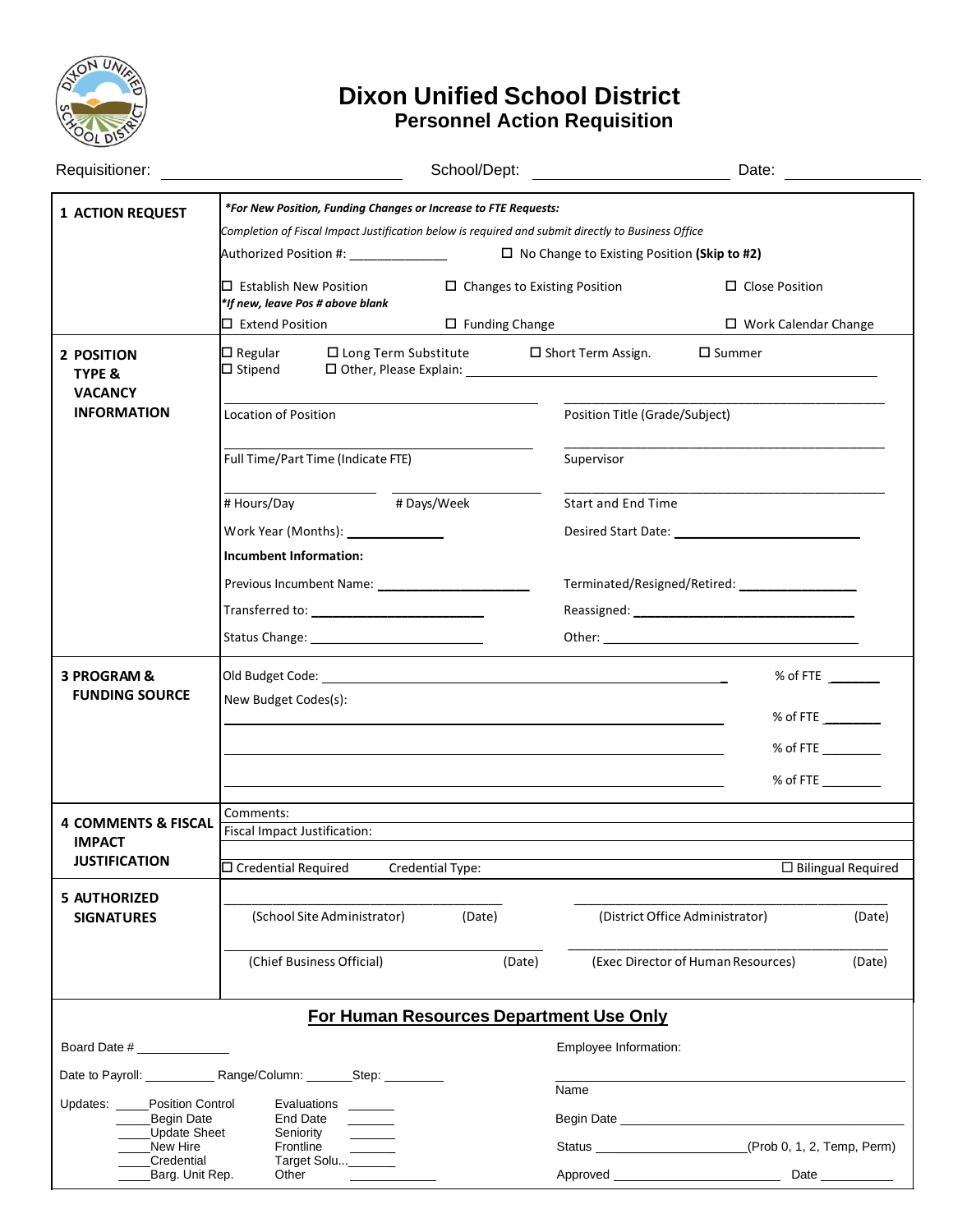# Dixon Unified School District

## Personnel Action Requisition

Requisitioner: ____________________ School/Dept: ____________________ Date: ______________

### 1 ACTION REQUEST

***For New Position, Funding Changes or Increase to FTE Requests:***

*Completion of Fiscal Impact Justification below is required and submit directly to Business Office*

Authorized Position #: _____________ ☐ No Change to Existing Position **(Skip to #2)**

☐ Establish New Position ☐ Changes to Existing Position ☐ Close Position

***If new, leave Pos # above blank***

☐ Extend Position ☐ Funding Change ☐ Work Calendar Change

### 2 POSITION TYPE & VACANCY INFORMATION

☐ Regular ☐ Long Term Substitute ☐ Short Term Assign. ☐ Summer

☐ Stipend ☐ Other, Please Explain: ______________________________

______________________ Location of Position

______________________ Position Title (Grade/Subject)

______________________ Full Time/Part Time (Indicate FTE)

______________________ Supervisor

__________ # Hours/Day

__________ # Days/Week

______________________ Start and End Time

Work Year (Months): ______________

Desired Start Date: ______________________

**Incumbent Information:**

Previous Incumbent Name: ______________________

Terminated/Resigned/Retired: ________________

Transferred to: ______________________

Reassigned: ______________________

Status Change: ______________________

Other: ______________________

### 3 PROGRAM & FUNDING SOURCE

Old Budget Code: ______________________________ % of FTE _______

New Budget Codes(s):

______________________________ % of FTE _______

______________________________ % of FTE _______

______________________________ % of FTE _______

### 4 COMMENTS & FISCAL IMPACT JUSTIFICATION

Comments:

Fiscal Impact Justification:

☐ Credential Required Credential Type: ☐ Bilingual Required

### 5 AUTHORIZED SIGNATURES

______________________________ (School Site Administrator) (Date)

______________________________ (District Office Administrator) (Date)

______________________________ (Chief Business Official) (Date)

______________________________ (Exec Director of Human Resources) (Date)

## For Human Resources Department Use Only

Board Date # _____________

Date to Payroll: __________ Range/Column: _______ Step: _________

Updates:
- _____Position Control
- _____Begin Date
- _____Update Sheet
- _____New Hire
- _____Credential
- _____Barg. Unit Rep.

- Evaluations _______
- End Date _______
- Seniority _______
- Frontline _______
- Target Solu... _______
- Other ___________

Employee Information:

______________________________ Name

Begin Date ______________________________

Status ______________________ (Prob 0, 1, 2, Temp, Perm)

Approved ______________________ Date __________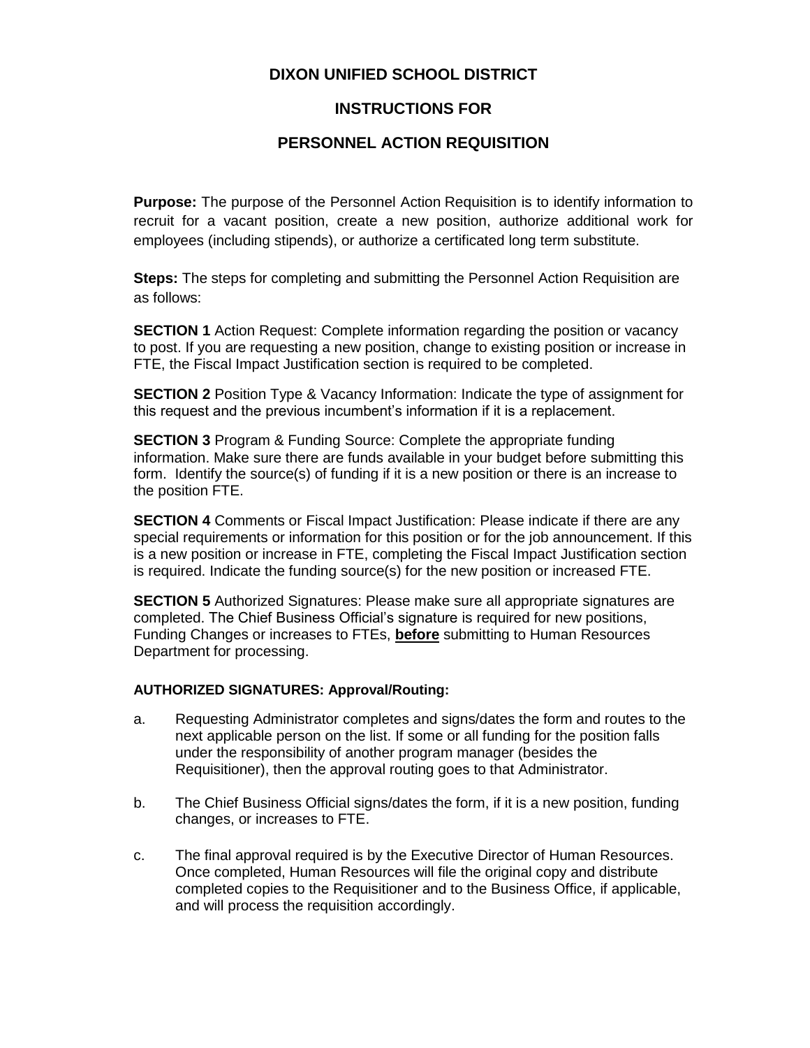# DIXON UNIFIED SCHOOL DISTRICT

## INSTRUCTIONS FOR

## PERSONNEL ACTION REQUISITION

**Purpose:** The purpose of the Personnel Action Requisition is to identify information to recruit for a vacant position, create a new position, authorize additional work for employees (including stipends), or authorize a certificated long term substitute.

**Steps:** The steps for completing and submitting the Personnel Action Requisition are as follows:

**SECTION 1** Action Request: Complete information regarding the position or vacancy to post. If you are requesting a new position, change to existing position or increase in FTE, the Fiscal Impact Justification section is required to be completed.

**SECTION 2** Position Type & Vacancy Information: Indicate the type of assignment for this request and the previous incumbent's information if it is a replacement.

**SECTION 3** Program & Funding Source: Complete the appropriate funding information. Make sure there are funds available in your budget before submitting this form. Identify the source(s) of funding if it is a new position or there is an increase to the position FTE.

**SECTION 4** Comments or Fiscal Impact Justification: Please indicate if there are any special requirements or information for this position or for the job announcement. If this is a new position or increase in FTE, completing the Fiscal Impact Justification section is required. Indicate the funding source(s) for the new position or increased FTE.

**SECTION 5** Authorized Signatures: Please make sure all appropriate signatures are completed. The Chief Business Official's signature is required for new positions, Funding Changes or increases to FTEs, **before** submitting to Human Resources Department for processing.

**AUTHORIZED SIGNATURES: Approval/Routing:**

a. Requesting Administrator completes and signs/dates the form and routes to the next applicable person on the list. If some or all funding for the position falls under the responsibility of another program manager (besides the Requisitioner), then the approval routing goes to that Administrator.

b. The Chief Business Official signs/dates the form, if it is a new position, funding changes, or increases to FTE.

c. The final approval required is by the Executive Director of Human Resources. Once completed, Human Resources will file the original copy and distribute completed copies to the Requisitioner and to the Business Office, if applicable, and will process the requisition accordingly.